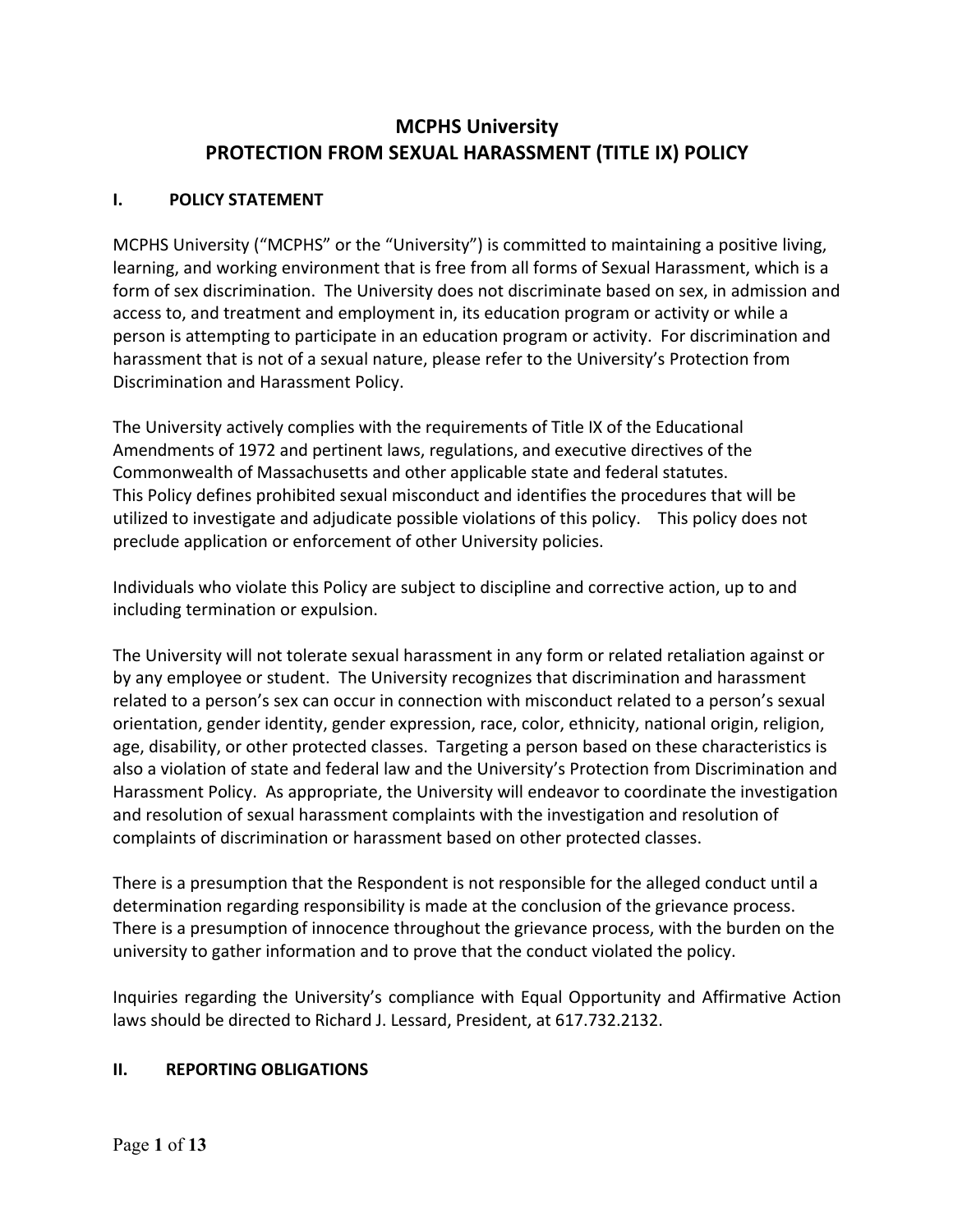# MCPHS University
# PROTECTION FROM SEXUAL HARASSMENT (TITLE IX) POLICY

## I. POLICY STATEMENT

MCPHS University ("MCPHS" or the "University") is committed to maintaining a positive living, learning, and working environment that is free from all forms of Sexual Harassment, which is a form of sex discrimination. The University does not discriminate based on sex, in admission and access to, and treatment and employment in, its education program or activity or while a person is attempting to participate in an education program or activity. For discrimination and harassment that is not of a sexual nature, please refer to the University's Protection from Discrimination and Harassment Policy.

The University actively complies with the requirements of Title IX of the Educational Amendments of 1972 and pertinent laws, regulations, and executive directives of the Commonwealth of Massachusetts and other applicable state and federal statutes.
This Policy defines prohibited sexual misconduct and identifies the procedures that will be utilized to investigate and adjudicate possible violations of this policy. This policy does not preclude application or enforcement of other University policies.

Individuals who violate this Policy are subject to discipline and corrective action, up to and including termination or expulsion.

The University will not tolerate sexual harassment in any form or related retaliation against or by any employee or student. The University recognizes that discrimination and harassment related to a person's sex can occur in connection with misconduct related to a person's sexual orientation, gender identity, gender expression, race, color, ethnicity, national origin, religion, age, disability, or other protected classes. Targeting a person based on these characteristics is also a violation of state and federal law and the University's Protection from Discrimination and Harassment Policy. As appropriate, the University will endeavor to coordinate the investigation and resolution of sexual harassment complaints with the investigation and resolution of complaints of discrimination or harassment based on other protected classes.

There is a presumption that the Respondent is not responsible for the alleged conduct until a determination regarding responsibility is made at the conclusion of the grievance process. There is a presumption of innocence throughout the grievance process, with the burden on the university to gather information and to prove that the conduct violated the policy.

Inquiries regarding the University's compliance with Equal Opportunity and Affirmative Action laws should be directed to Richard J. Lessard, President, at 617.732.2132.

## II. REPORTING OBLIGATIONS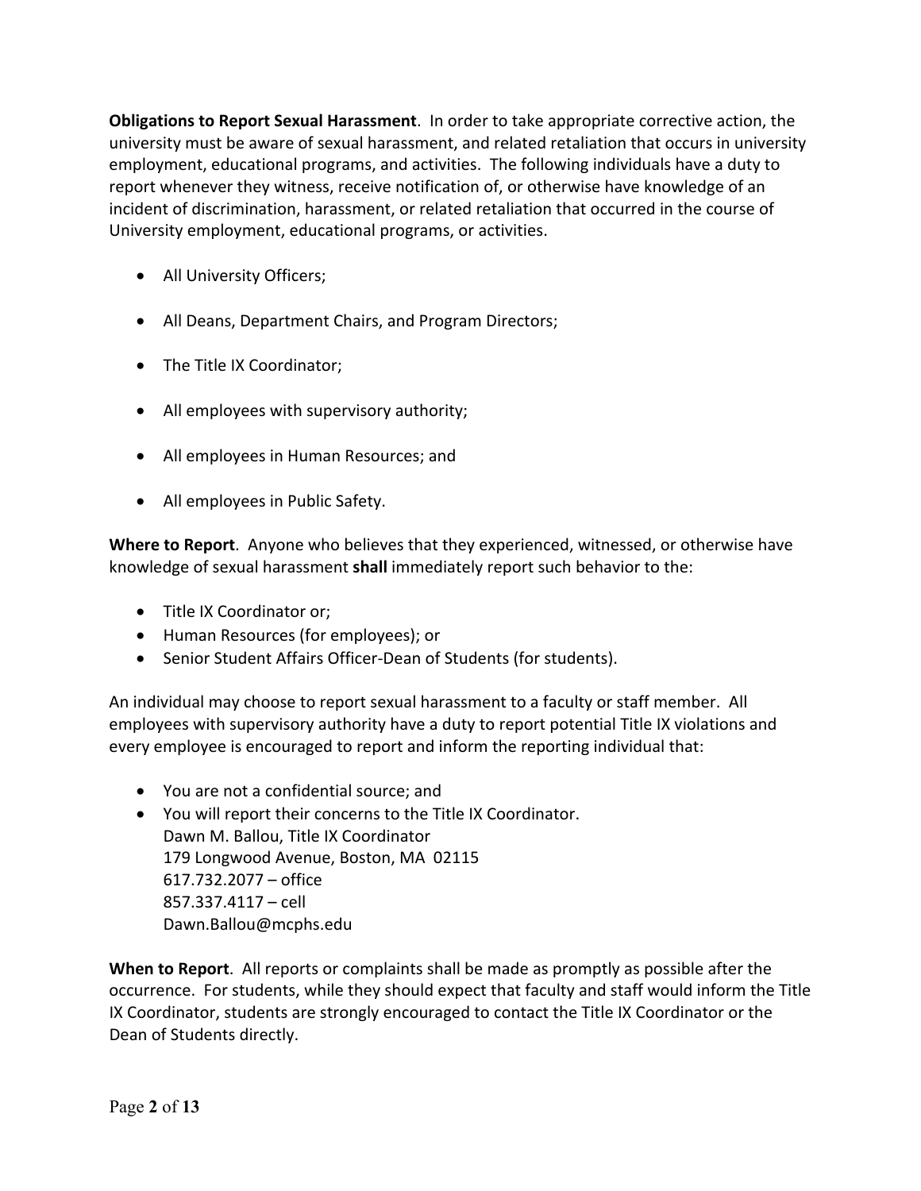**Obligations to Report Sexual Harassment**. In order to take appropriate corrective action, the university must be aware of sexual harassment, and related retaliation that occurs in university employment, educational programs, and activities. The following individuals have a duty to report whenever they witness, receive notification of, or otherwise have knowledge of an incident of discrimination, harassment, or related retaliation that occurred in the course of University employment, educational programs, or activities.

- All University Officers;
- All Deans, Department Chairs, and Program Directors;
- The Title IX Coordinator;
- All employees with supervisory authority;
- All employees in Human Resources; and
- All employees in Public Safety.

**Where to Report**. Anyone who believes that they experienced, witnessed, or otherwise have knowledge of sexual harassment **shall** immediately report such behavior to the:

- Title IX Coordinator or;
- Human Resources (for employees); or
- Senior Student Affairs Officer-Dean of Students (for students).

An individual may choose to report sexual harassment to a faculty or staff member. All employees with supervisory authority have a duty to report potential Title IX violations and every employee is encouraged to report and inform the reporting individual that:

- You are not a confidential source; and
- You will report their concerns to the Title IX Coordinator.
  Dawn M. Ballou, Title IX Coordinator
  179 Longwood Avenue, Boston, MA 02115
  617.732.2077 – office
  857.337.4117 – cell
  Dawn.Ballou@mcphs.edu

**When to Report**. All reports or complaints shall be made as promptly as possible after the occurrence. For students, while they should expect that faculty and staff would inform the Title IX Coordinator, students are strongly encouraged to contact the Title IX Coordinator or the Dean of Students directly.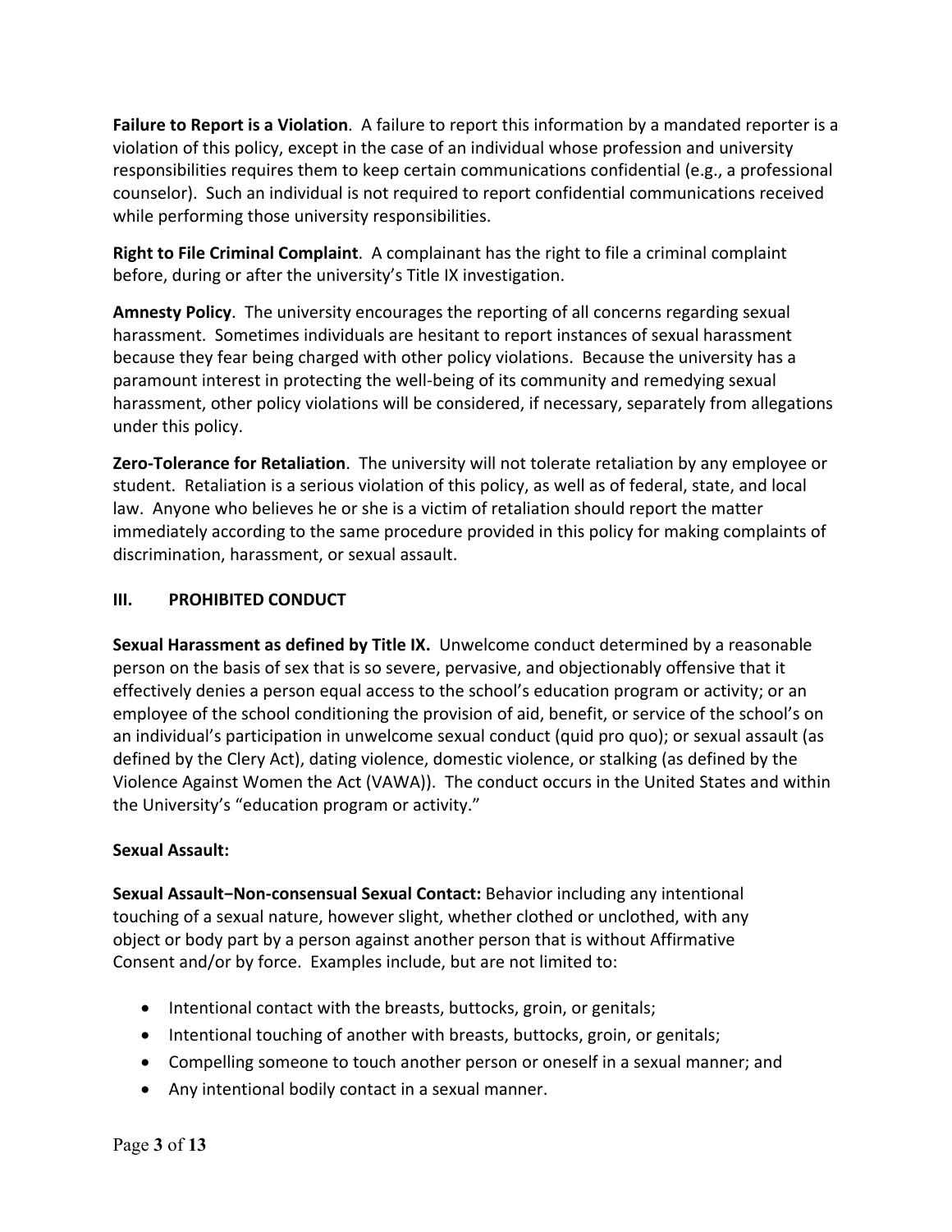**Failure to Report is a Violation**. A failure to report this information by a mandated reporter is a violation of this policy, except in the case of an individual whose profession and university responsibilities requires them to keep certain communications confidential (e.g., a professional counselor). Such an individual is not required to report confidential communications received while performing those university responsibilities.

**Right to File Criminal Complaint**. A complainant has the right to file a criminal complaint before, during or after the university's Title IX investigation.

**Amnesty Policy**. The university encourages the reporting of all concerns regarding sexual harassment. Sometimes individuals are hesitant to report instances of sexual harassment because they fear being charged with other policy violations. Because the university has a paramount interest in protecting the well-being of its community and remedying sexual harassment, other policy violations will be considered, if necessary, separately from allegations under this policy.

**Zero-Tolerance for Retaliation**. The university will not tolerate retaliation by any employee or student. Retaliation is a serious violation of this policy, as well as of federal, state, and local law. Anyone who believes he or she is a victim of retaliation should report the matter immediately according to the same procedure provided in this policy for making complaints of discrimination, harassment, or sexual assault.

## III. PROHIBITED CONDUCT

**Sexual Harassment as defined by Title IX.** Unwelcome conduct determined by a reasonable person on the basis of sex that is so severe, pervasive, and objectionably offensive that it effectively denies a person equal access to the school's education program or activity; or an employee of the school conditioning the provision of aid, benefit, or service of the school's on an individual's participation in unwelcome sexual conduct (quid pro quo); or sexual assault (as defined by the Clery Act), dating violence, domestic violence, or stalking (as defined by the Violence Against Women the Act (VAWA)). The conduct occurs in the United States and within the University's "education program or activity."

**Sexual Assault:**

**Sexual Assault−Non-consensual Sexual Contact:** Behavior including any intentional touching of a sexual nature, however slight, whether clothed or unclothed, with any object or body part by a person against another person that is without Affirmative Consent and/or by force. Examples include, but are not limited to:

- Intentional contact with the breasts, buttocks, groin, or genitals;
- Intentional touching of another with breasts, buttocks, groin, or genitals;
- Compelling someone to touch another person or oneself in a sexual manner; and
- Any intentional bodily contact in a sexual manner.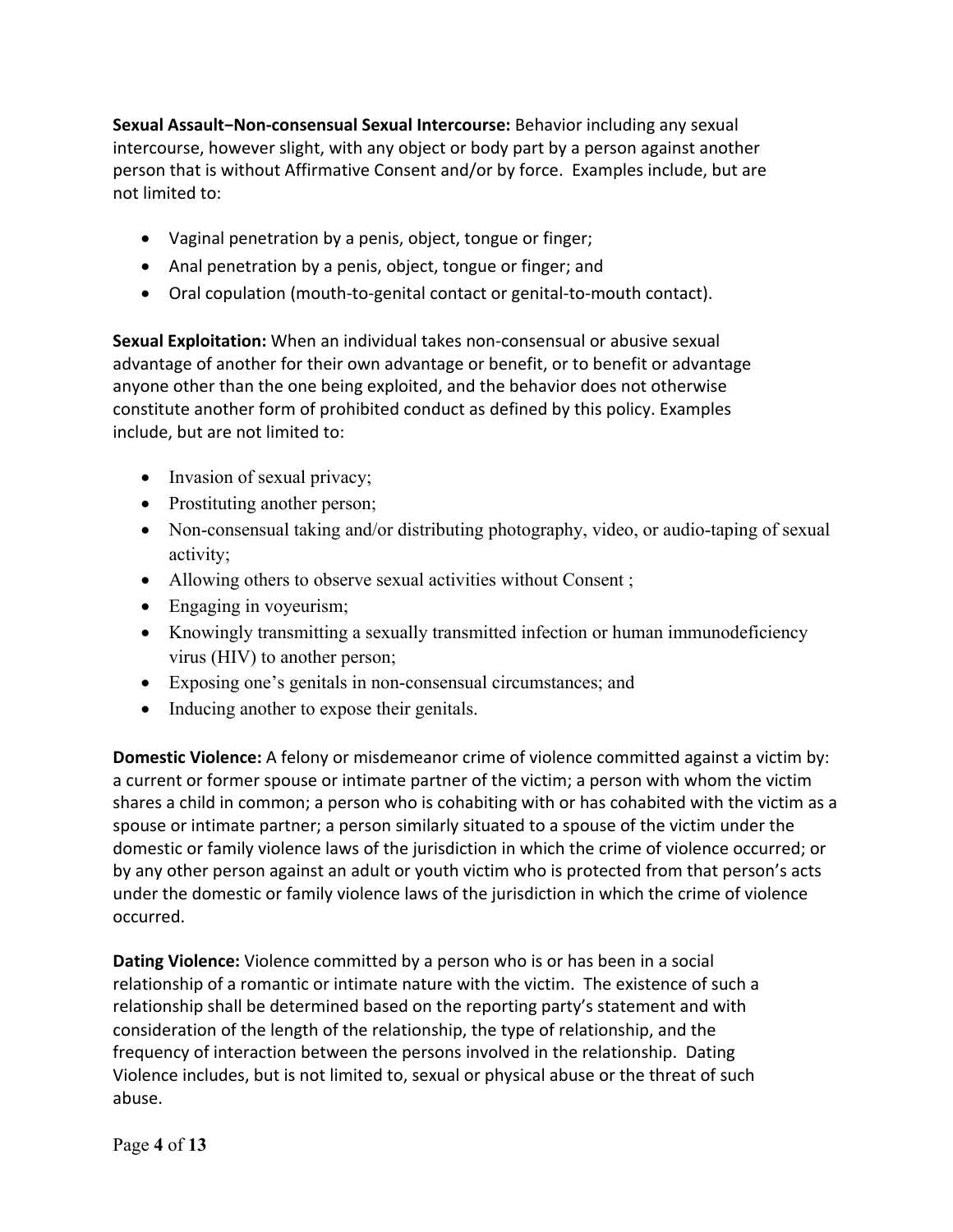**Sexual Assault−Non-consensual Sexual Intercourse:** Behavior including any sexual intercourse, however slight, with any object or body part by a person against another person that is without Affirmative Consent and/or by force. Examples include, but are not limited to:

- Vaginal penetration by a penis, object, tongue or finger;
- Anal penetration by a penis, object, tongue or finger; and
- Oral copulation (mouth-to-genital contact or genital-to-mouth contact).

**Sexual Exploitation:** When an individual takes non-consensual or abusive sexual advantage of another for their own advantage or benefit, or to benefit or advantage anyone other than the one being exploited, and the behavior does not otherwise constitute another form of prohibited conduct as defined by this policy. Examples include, but are not limited to:

- Invasion of sexual privacy;
- Prostituting another person;
- Non-consensual taking and/or distributing photography, video, or audio-taping of sexual activity;
- Allowing others to observe sexual activities without Consent ;
- Engaging in voyeurism;
- Knowingly transmitting a sexually transmitted infection or human immunodeficiency virus (HIV) to another person;
- Exposing one's genitals in non-consensual circumstances; and
- Inducing another to expose their genitals.

**Domestic Violence:** A felony or misdemeanor crime of violence committed against a victim by: a current or former spouse or intimate partner of the victim; a person with whom the victim shares a child in common; a person who is cohabiting with or has cohabited with the victim as a spouse or intimate partner; a person similarly situated to a spouse of the victim under the domestic or family violence laws of the jurisdiction in which the crime of violence occurred; or by any other person against an adult or youth victim who is protected from that person's acts under the domestic or family violence laws of the jurisdiction in which the crime of violence occurred.

**Dating Violence:** Violence committed by a person who is or has been in a social relationship of a romantic or intimate nature with the victim. The existence of such a relationship shall be determined based on the reporting party's statement and with consideration of the length of the relationship, the type of relationship, and the frequency of interaction between the persons involved in the relationship. Dating Violence includes, but is not limited to, sexual or physical abuse or the threat of such abuse.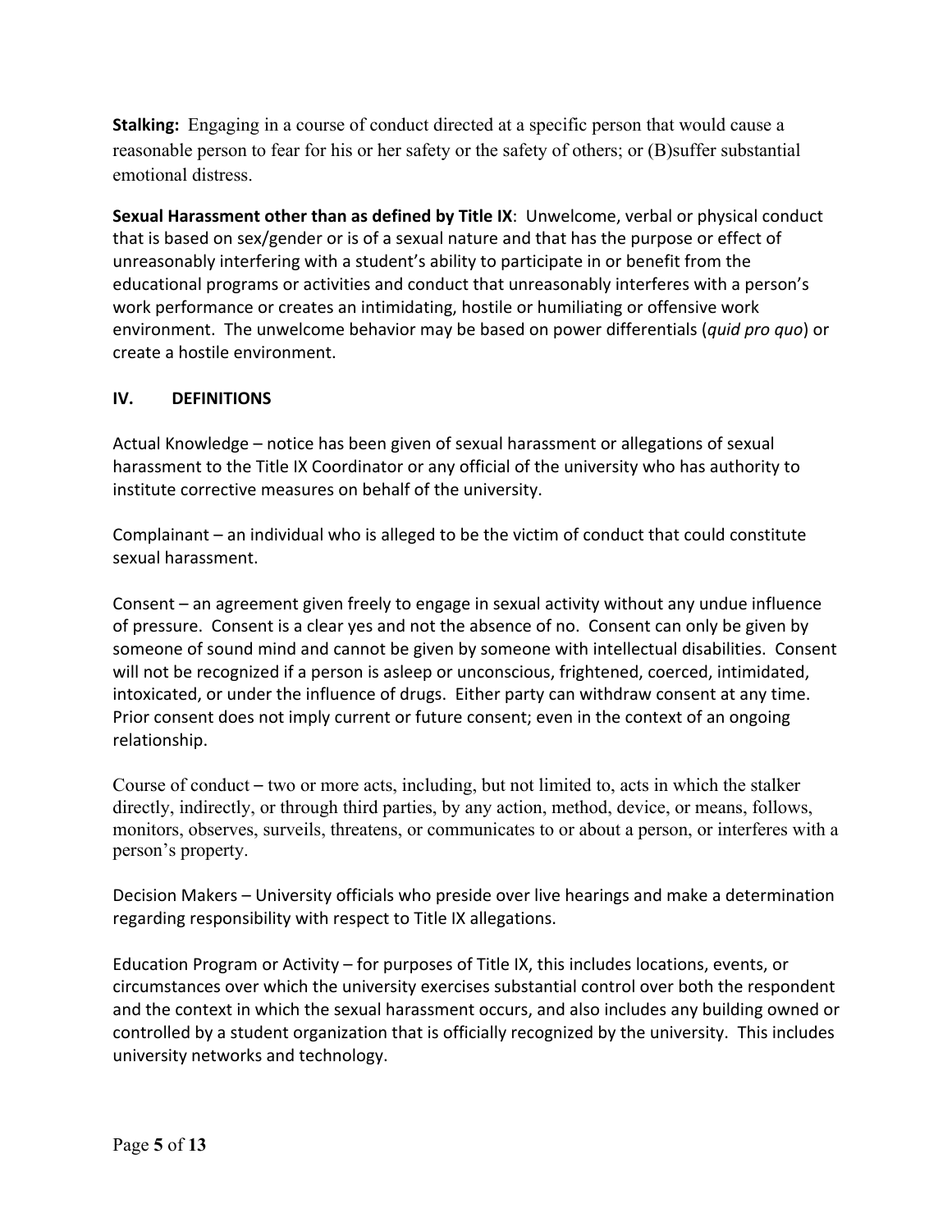**Stalking:** Engaging in a course of conduct directed at a specific person that would cause a reasonable person to fear for his or her safety or the safety of others; or (B)suffer substantial emotional distress.

**Sexual Harassment other than as defined by Title IX**: Unwelcome, verbal or physical conduct that is based on sex/gender or is of a sexual nature and that has the purpose or effect of unreasonably interfering with a student's ability to participate in or benefit from the educational programs or activities and conduct that unreasonably interferes with a person's work performance or creates an intimidating, hostile or humiliating or offensive work environment. The unwelcome behavior may be based on power differentials (*quid pro quo*) or create a hostile environment.

## IV. DEFINITIONS

Actual Knowledge – notice has been given of sexual harassment or allegations of sexual harassment to the Title IX Coordinator or any official of the university who has authority to institute corrective measures on behalf of the university.

Complainant – an individual who is alleged to be the victim of conduct that could constitute sexual harassment.

Consent – an agreement given freely to engage in sexual activity without any undue influence of pressure. Consent is a clear yes and not the absence of no. Consent can only be given by someone of sound mind and cannot be given by someone with intellectual disabilities. Consent will not be recognized if a person is asleep or unconscious, frightened, coerced, intimidated, intoxicated, or under the influence of drugs. Either party can withdraw consent at any time. Prior consent does not imply current or future consent; even in the context of an ongoing relationship.

Course of conduct – two or more acts, including, but not limited to, acts in which the stalker directly, indirectly, or through third parties, by any action, method, device, or means, follows, monitors, observes, surveils, threatens, or communicates to or about a person, or interferes with a person's property.

Decision Makers – University officials who preside over live hearings and make a determination regarding responsibility with respect to Title IX allegations.

Education Program or Activity – for purposes of Title IX, this includes locations, events, or circumstances over which the university exercises substantial control over both the respondent and the context in which the sexual harassment occurs, and also includes any building owned or controlled by a student organization that is officially recognized by the university. This includes university networks and technology.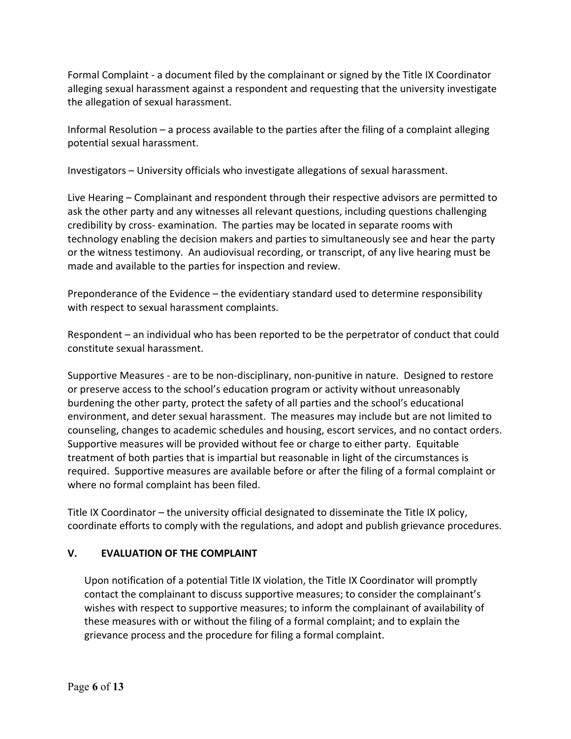Formal Complaint - a document filed by the complainant or signed by the Title IX Coordinator alleging sexual harassment against a respondent and requesting that the university investigate the allegation of sexual harassment.

Informal Resolution – a process available to the parties after the filing of a complaint alleging potential sexual harassment.

Investigators – University officials who investigate allegations of sexual harassment.

Live Hearing – Complainant and respondent through their respective advisors are permitted to ask the other party and any witnesses all relevant questions, including questions challenging credibility by cross- examination. The parties may be located in separate rooms with technology enabling the decision makers and parties to simultaneously see and hear the party or the witness testimony. An audiovisual recording, or transcript, of any live hearing must be made and available to the parties for inspection and review.

Preponderance of the Evidence – the evidentiary standard used to determine responsibility with respect to sexual harassment complaints.

Respondent – an individual who has been reported to be the perpetrator of conduct that could constitute sexual harassment.

Supportive Measures - are to be non-disciplinary, non-punitive in nature. Designed to restore or preserve access to the school's education program or activity without unreasonably burdening the other party, protect the safety of all parties and the school's educational environment, and deter sexual harassment. The measures may include but are not limited to counseling, changes to academic schedules and housing, escort services, and no contact orders. Supportive measures will be provided without fee or charge to either party. Equitable treatment of both parties that is impartial but reasonable in light of the circumstances is required. Supportive measures are available before or after the filing of a formal complaint or where no formal complaint has been filed.

Title IX Coordinator – the university official designated to disseminate the Title IX policy, coordinate efforts to comply with the regulations, and adopt and publish grievance procedures.

## V. EVALUATION OF THE COMPLAINT

Upon notification of a potential Title IX violation, the Title IX Coordinator will promptly contact the complainant to discuss supportive measures; to consider the complainant's wishes with respect to supportive measures; to inform the complainant of availability of these measures with or without the filing of a formal complaint; and to explain the grievance process and the procedure for filing a formal complaint.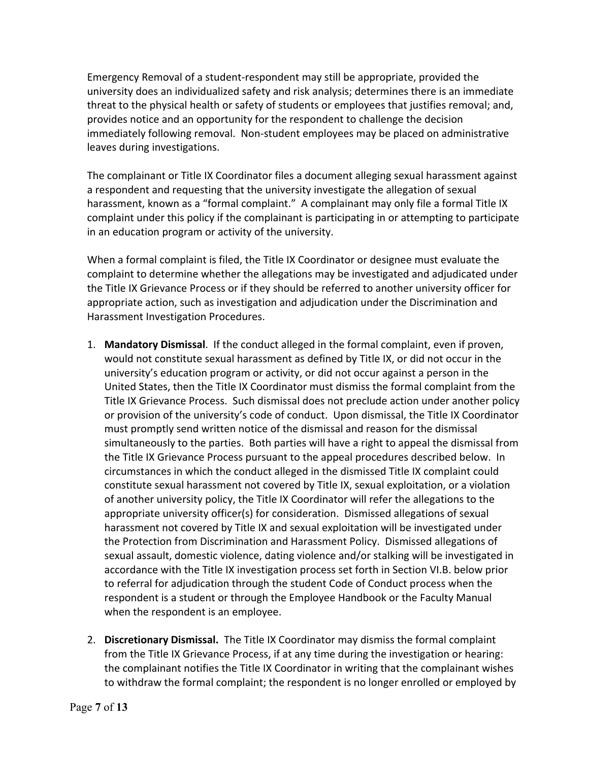Emergency Removal of a student-respondent may still be appropriate, provided the university does an individualized safety and risk analysis; determines there is an immediate threat to the physical health or safety of students or employees that justifies removal; and, provides notice and an opportunity for the respondent to challenge the decision immediately following removal. Non-student employees may be placed on administrative leaves during investigations.

The complainant or Title IX Coordinator files a document alleging sexual harassment against a respondent and requesting that the university investigate the allegation of sexual harassment, known as a "formal complaint." A complainant may only file a formal Title IX complaint under this policy if the complainant is participating in or attempting to participate in an education program or activity of the university.

When a formal complaint is filed, the Title IX Coordinator or designee must evaluate the complaint to determine whether the allegations may be investigated and adjudicated under the Title IX Grievance Process or if they should be referred to another university officer for appropriate action, such as investigation and adjudication under the Discrimination and Harassment Investigation Procedures.

1. **Mandatory Dismissal**. If the conduct alleged in the formal complaint, even if proven, would not constitute sexual harassment as defined by Title IX, or did not occur in the university's education program or activity, or did not occur against a person in the United States, then the Title IX Coordinator must dismiss the formal complaint from the Title IX Grievance Process. Such dismissal does not preclude action under another policy or provision of the university's code of conduct. Upon dismissal, the Title IX Coordinator must promptly send written notice of the dismissal and reason for the dismissal simultaneously to the parties. Both parties will have a right to appeal the dismissal from the Title IX Grievance Process pursuant to the appeal procedures described below. In circumstances in which the conduct alleged in the dismissed Title IX complaint could constitute sexual harassment not covered by Title IX, sexual exploitation, or a violation of another university policy, the Title IX Coordinator will refer the allegations to the appropriate university officer(s) for consideration. Dismissed allegations of sexual harassment not covered by Title IX and sexual exploitation will be investigated under the Protection from Discrimination and Harassment Policy. Dismissed allegations of sexual assault, domestic violence, dating violence and/or stalking will be investigated in accordance with the Title IX investigation process set forth in Section VI.B. below prior to referral for adjudication through the student Code of Conduct process when the respondent is a student or through the Employee Handbook or the Faculty Manual when the respondent is an employee.

2. **Discretionary Dismissal.** The Title IX Coordinator may dismiss the formal complaint from the Title IX Grievance Process, if at any time during the investigation or hearing: the complainant notifies the Title IX Coordinator in writing that the complainant wishes to withdraw the formal complaint; the respondent is no longer enrolled or employed by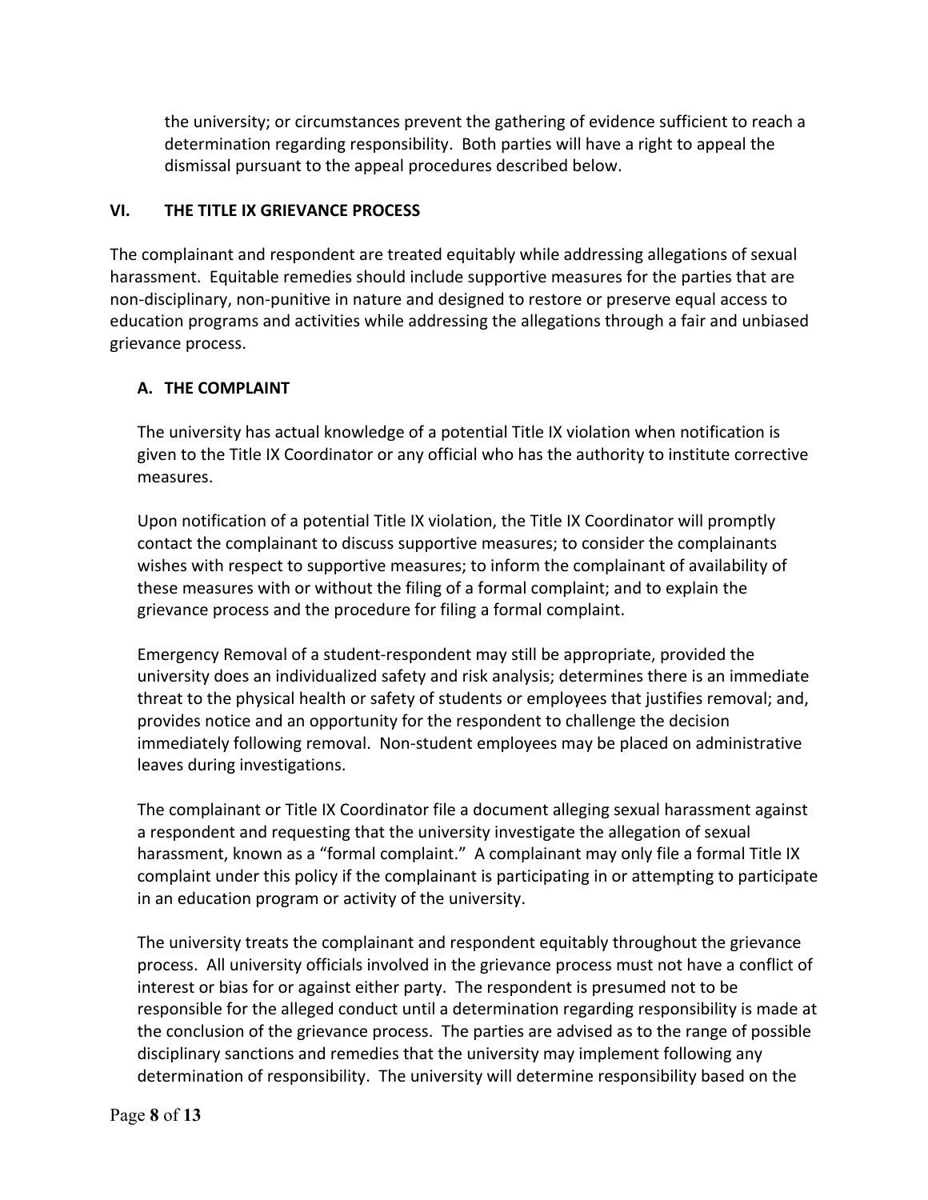the university; or circumstances prevent the gathering of evidence sufficient to reach a determination regarding responsibility. Both parties will have a right to appeal the dismissal pursuant to the appeal procedures described below.

## VI. THE TITLE IX GRIEVANCE PROCESS

The complainant and respondent are treated equitably while addressing allegations of sexual harassment. Equitable remedies should include supportive measures for the parties that are non-disciplinary, non-punitive in nature and designed to restore or preserve equal access to education programs and activities while addressing the allegations through a fair and unbiased grievance process.

### A. THE COMPLAINT

The university has actual knowledge of a potential Title IX violation when notification is given to the Title IX Coordinator or any official who has the authority to institute corrective measures.

Upon notification of a potential Title IX violation, the Title IX Coordinator will promptly contact the complainant to discuss supportive measures; to consider the complainants wishes with respect to supportive measures; to inform the complainant of availability of these measures with or without the filing of a formal complaint; and to explain the grievance process and the procedure for filing a formal complaint.

Emergency Removal of a student-respondent may still be appropriate, provided the university does an individualized safety and risk analysis; determines there is an immediate threat to the physical health or safety of students or employees that justifies removal; and, provides notice and an opportunity for the respondent to challenge the decision immediately following removal. Non-student employees may be placed on administrative leaves during investigations.

The complainant or Title IX Coordinator file a document alleging sexual harassment against a respondent and requesting that the university investigate the allegation of sexual harassment, known as a "formal complaint." A complainant may only file a formal Title IX complaint under this policy if the complainant is participating in or attempting to participate in an education program or activity of the university.

The university treats the complainant and respondent equitably throughout the grievance process. All university officials involved in the grievance process must not have a conflict of interest or bias for or against either party. The respondent is presumed not to be responsible for the alleged conduct until a determination regarding responsibility is made at the conclusion of the grievance process. The parties are advised as to the range of possible disciplinary sanctions and remedies that the university may implement following any determination of responsibility. The university will determine responsibility based on the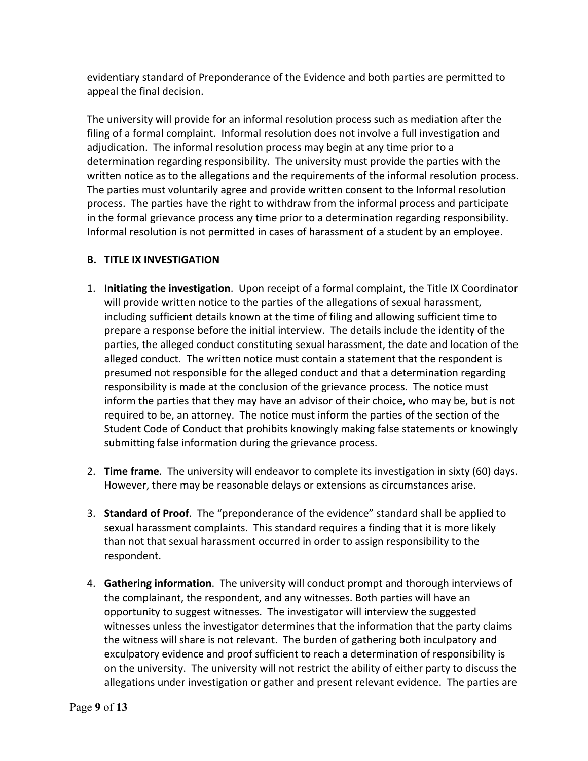evidentiary standard of Preponderance of the Evidence and both parties are permitted to appeal the final decision.

The university will provide for an informal resolution process such as mediation after the filing of a formal complaint. Informal resolution does not involve a full investigation and adjudication. The informal resolution process may begin at any time prior to a determination regarding responsibility. The university must provide the parties with the written notice as to the allegations and the requirements of the informal resolution process. The parties must voluntarily agree and provide written consent to the Informal resolution process. The parties have the right to withdraw from the informal process and participate in the formal grievance process any time prior to a determination regarding responsibility. Informal resolution is not permitted in cases of harassment of a student by an employee.

### B. TITLE IX INVESTIGATION

1. **Initiating the investigation**. Upon receipt of a formal complaint, the Title IX Coordinator will provide written notice to the parties of the allegations of sexual harassment, including sufficient details known at the time of filing and allowing sufficient time to prepare a response before the initial interview. The details include the identity of the parties, the alleged conduct constituting sexual harassment, the date and location of the alleged conduct. The written notice must contain a statement that the respondent is presumed not responsible for the alleged conduct and that a determination regarding responsibility is made at the conclusion of the grievance process. The notice must inform the parties that they may have an advisor of their choice, who may be, but is not required to be, an attorney. The notice must inform the parties of the section of the Student Code of Conduct that prohibits knowingly making false statements or knowingly submitting false information during the grievance process.

2. **Time frame**. The university will endeavor to complete its investigation in sixty (60) days. However, there may be reasonable delays or extensions as circumstances arise.

3. **Standard of Proof**. The "preponderance of the evidence" standard shall be applied to sexual harassment complaints. This standard requires a finding that it is more likely than not that sexual harassment occurred in order to assign responsibility to the respondent.

4. **Gathering information**. The university will conduct prompt and thorough interviews of the complainant, the respondent, and any witnesses. Both parties will have an opportunity to suggest witnesses. The investigator will interview the suggested witnesses unless the investigator determines that the information that the party claims the witness will share is not relevant. The burden of gathering both inculpatory and exculpatory evidence and proof sufficient to reach a determination of responsibility is on the university. The university will not restrict the ability of either party to discuss the allegations under investigation or gather and present relevant evidence. The parties are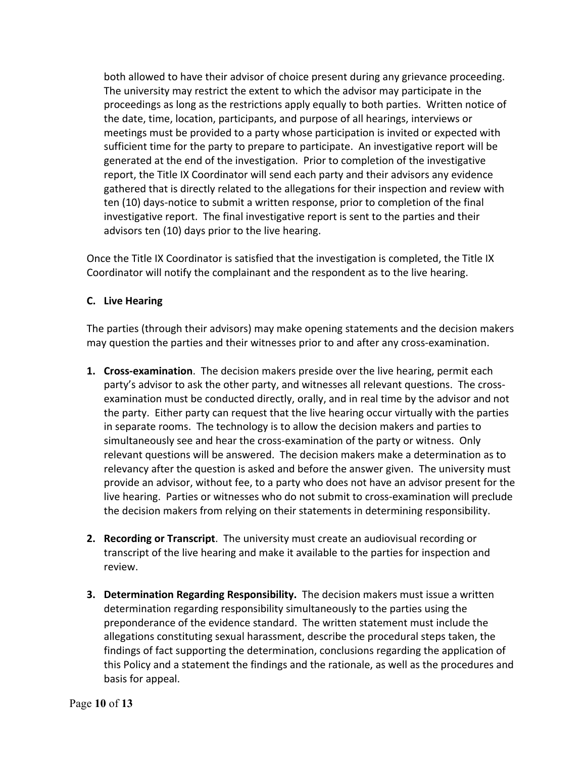both allowed to have their advisor of choice present during any grievance proceeding. The university may restrict the extent to which the advisor may participate in the proceedings as long as the restrictions apply equally to both parties. Written notice of the date, time, location, participants, and purpose of all hearings, interviews or meetings must be provided to a party whose participation is invited or expected with sufficient time for the party to prepare to participate. An investigative report will be generated at the end of the investigation. Prior to completion of the investigative report, the Title IX Coordinator will send each party and their advisors any evidence gathered that is directly related to the allegations for their inspection and review with ten (10) days-notice to submit a written response, prior to completion of the final investigative report. The final investigative report is sent to the parties and their advisors ten (10) days prior to the live hearing.

Once the Title IX Coordinator is satisfied that the investigation is completed, the Title IX Coordinator will notify the complainant and the respondent as to the live hearing.

**C. Live Hearing**

The parties (through their advisors) may make opening statements and the decision makers may question the parties and their witnesses prior to and after any cross-examination.

1. **Cross-examination**. The decision makers preside over the live hearing, permit each party's advisor to ask the other party, and witnesses all relevant questions. The cross-examination must be conducted directly, orally, and in real time by the advisor and not the party. Either party can request that the live hearing occur virtually with the parties in separate rooms. The technology is to allow the decision makers and parties to simultaneously see and hear the cross-examination of the party or witness. Only relevant questions will be answered. The decision makers make a determination as to relevancy after the question is asked and before the answer given. The university must provide an advisor, without fee, to a party who does not have an advisor present for the live hearing. Parties or witnesses who do not submit to cross-examination will preclude the decision makers from relying on their statements in determining responsibility.

2. **Recording or Transcript**. The university must create an audiovisual recording or transcript of the live hearing and make it available to the parties for inspection and review.

3. **Determination Regarding Responsibility.** The decision makers must issue a written determination regarding responsibility simultaneously to the parties using the preponderance of the evidence standard. The written statement must include the allegations constituting sexual harassment, describe the procedural steps taken, the findings of fact supporting the determination, conclusions regarding the application of this Policy and a statement the findings and the rationale, as well as the procedures and basis for appeal.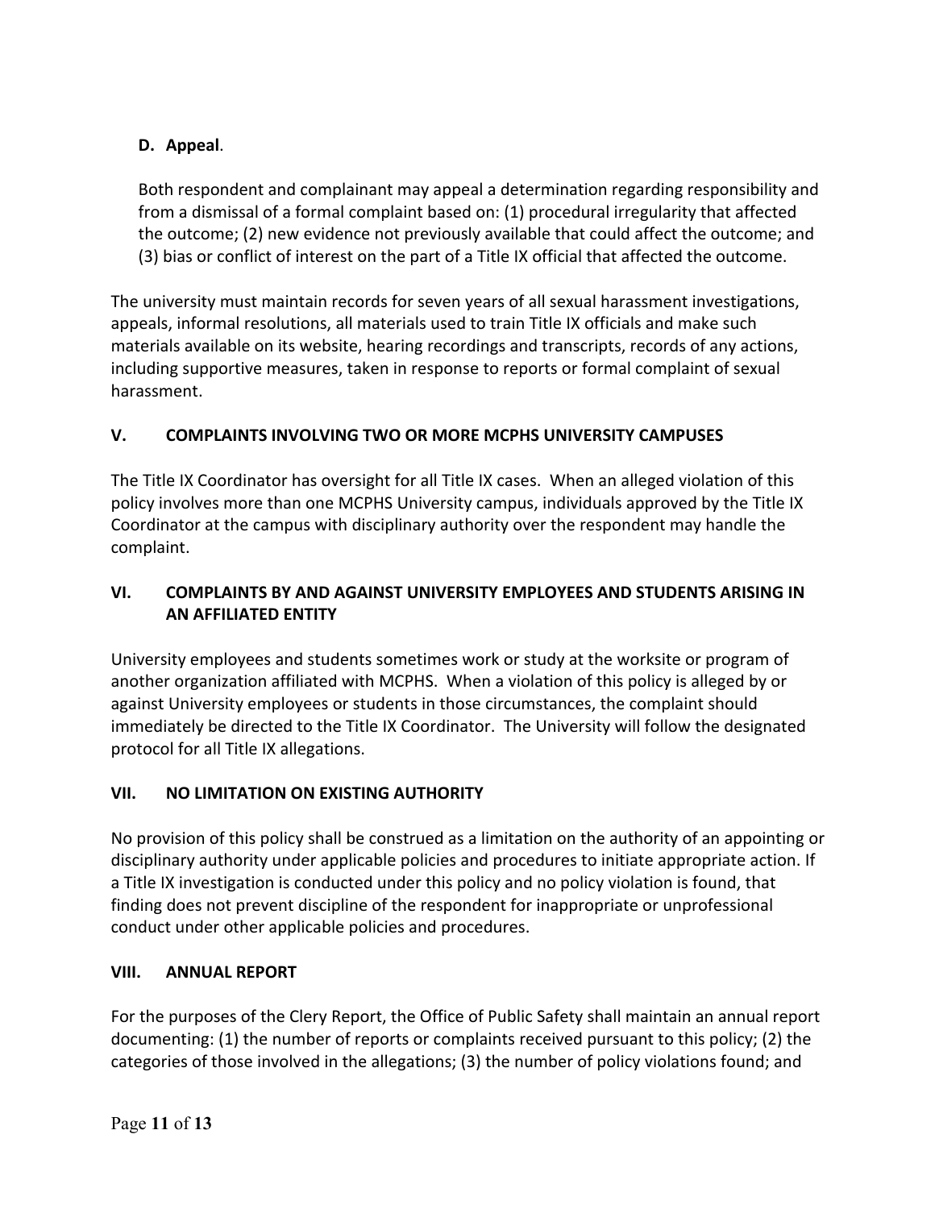### D. Appeal.

Both respondent and complainant may appeal a determination regarding responsibility and from a dismissal of a formal complaint based on: (1) procedural irregularity that affected the outcome; (2) new evidence not previously available that could affect the outcome; and (3) bias or conflict of interest on the part of a Title IX official that affected the outcome.

The university must maintain records for seven years of all sexual harassment investigations, appeals, informal resolutions, all materials used to train Title IX officials and make such materials available on its website, hearing recordings and transcripts, records of any actions, including supportive measures, taken in response to reports or formal complaint of sexual harassment.

## V. COMPLAINTS INVOLVING TWO OR MORE MCPHS UNIVERSITY CAMPUSES

The Title IX Coordinator has oversight for all Title IX cases. When an alleged violation of this policy involves more than one MCPHS University campus, individuals approved by the Title IX Coordinator at the campus with disciplinary authority over the respondent may handle the complaint.

## VI. COMPLAINTS BY AND AGAINST UNIVERSITY EMPLOYEES AND STUDENTS ARISING IN AN AFFILIATED ENTITY

University employees and students sometimes work or study at the worksite or program of another organization affiliated with MCPHS. When a violation of this policy is alleged by or against University employees or students in those circumstances, the complaint should immediately be directed to the Title IX Coordinator. The University will follow the designated protocol for all Title IX allegations.

## VII. NO LIMITATION ON EXISTING AUTHORITY

No provision of this policy shall be construed as a limitation on the authority of an appointing or disciplinary authority under applicable policies and procedures to initiate appropriate action. If a Title IX investigation is conducted under this policy and no policy violation is found, that finding does not prevent discipline of the respondent for inappropriate or unprofessional conduct under other applicable policies and procedures.

## VIII. ANNUAL REPORT

For the purposes of the Clery Report, the Office of Public Safety shall maintain an annual report documenting: (1) the number of reports or complaints received pursuant to this policy; (2) the categories of those involved in the allegations; (3) the number of policy violations found; and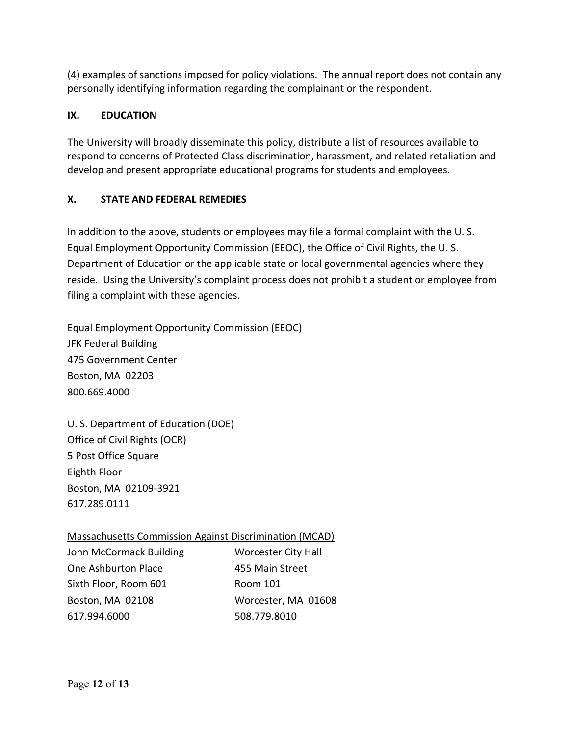(4) examples of sanctions imposed for policy violations. The annual report does not contain any personally identifying information regarding the complainant or the respondent.

## IX. EDUCATION

The University will broadly disseminate this policy, distribute a list of resources available to respond to concerns of Protected Class discrimination, harassment, and related retaliation and develop and present appropriate educational programs for students and employees.

## X. STATE AND FEDERAL REMEDIES

In addition to the above, students or employees may file a formal complaint with the U. S. Equal Employment Opportunity Commission (EEOC), the Office of Civil Rights, the U. S. Department of Education or the applicable state or local governmental agencies where they reside. Using the University's complaint process does not prohibit a student or employee from filing a complaint with these agencies.

<u>Equal Employment Opportunity Commission (EEOC)</u>
JFK Federal Building
475 Government Center
Boston, MA 02203
800.669.4000

<u>U. S. Department of Education (DOE)</u>
Office of Civil Rights (OCR)
5 Post Office Square
Eighth Floor
Boston, MA 02109-3921
617.289.0111

<u>Massachusetts Commission Against Discrimination (MCAD)</u>

John McCormack Building
One Ashburton Place
Sixth Floor, Room 601
Boston, MA 02108
617.994.6000

Worcester City Hall
455 Main Street
Room 101
Worcester, MA 01608
508.779.8010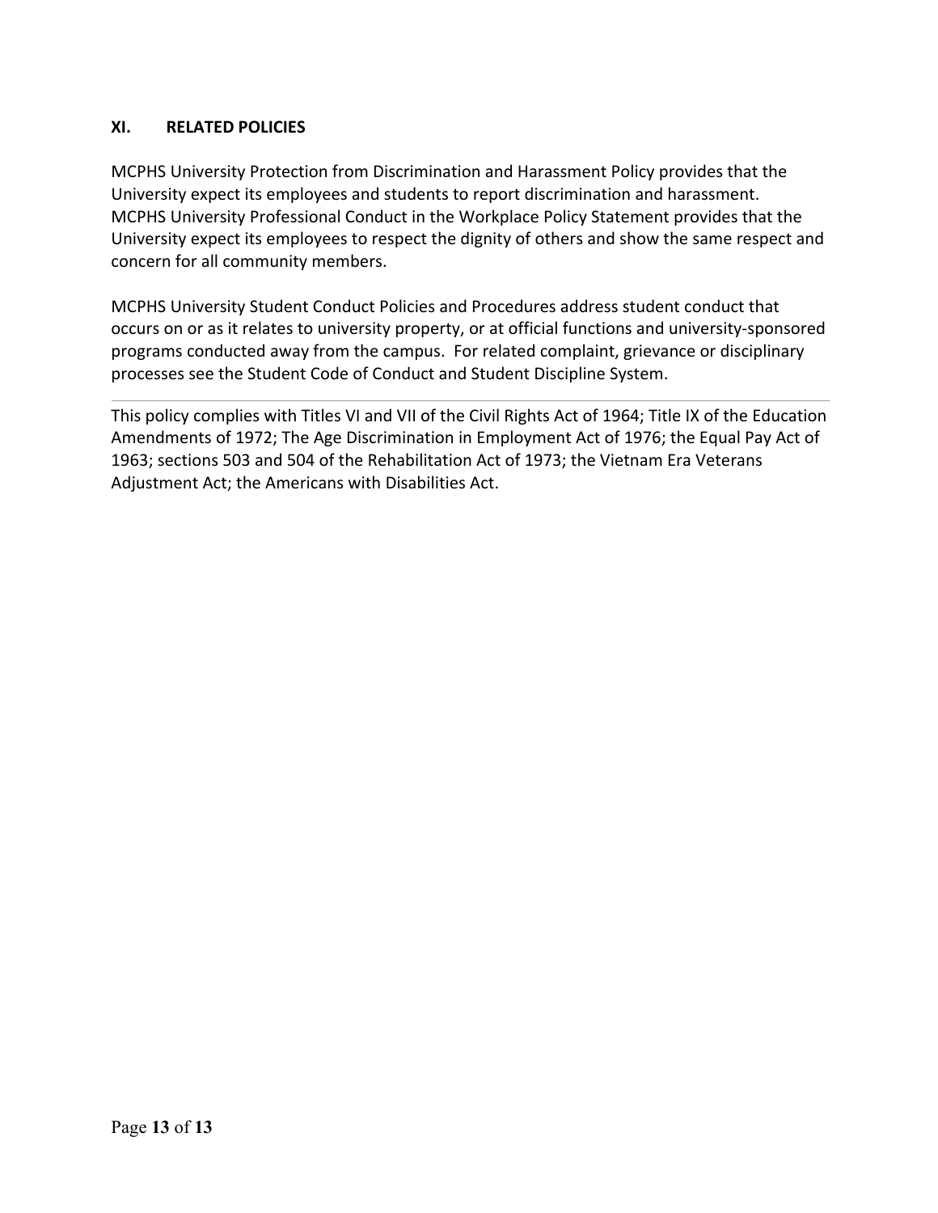## XI. RELATED POLICIES

MCPHS University Protection from Discrimination and Harassment Policy provides that the University expect its employees and students to report discrimination and harassment. MCPHS University Professional Conduct in the Workplace Policy Statement provides that the University expect its employees to respect the dignity of others and show the same respect and concern for all community members.

MCPHS University Student Conduct Policies and Procedures address student conduct that occurs on or as it relates to university property, or at official functions and university-sponsored programs conducted away from the campus. For related complaint, grievance or disciplinary processes see the Student Code of Conduct and Student Discipline System.

---

This policy complies with Titles VI and VII of the Civil Rights Act of 1964; Title IX of the Education Amendments of 1972; The Age Discrimination in Employment Act of 1976; the Equal Pay Act of 1963; sections 503 and 504 of the Rehabilitation Act of 1973; the Vietnam Era Veterans Adjustment Act; the Americans with Disabilities Act.